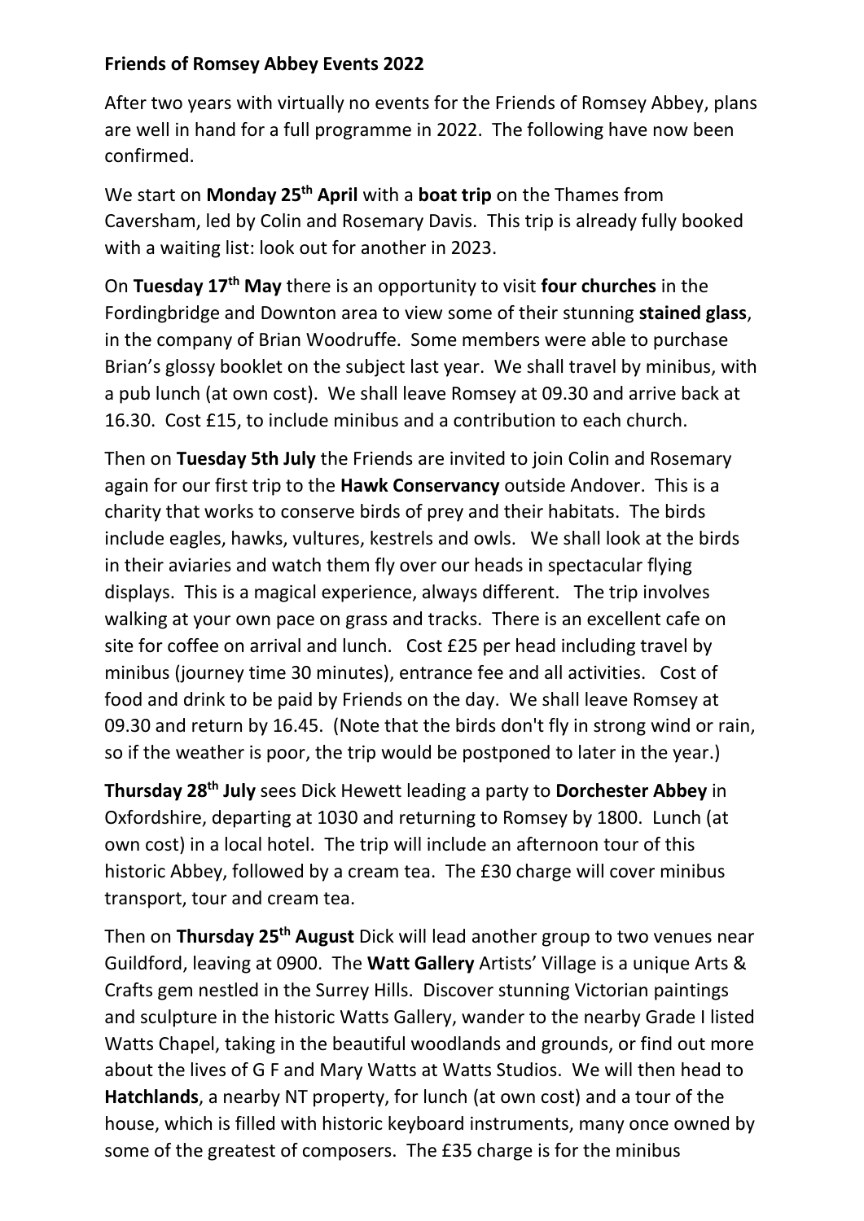**Friends of Romsey Abbey Events 2022**

After two years with virtually no events for the Friends of Romsey Abbey, plans are well in hand for a full programme in 2022. The following have now been confirmed.

We start on **Monday 25th April** with a **boat trip** on the Thames from Caversham, led by Colin and Rosemary Davis. This trip is already fully booked with a waiting list: look out for another in 2023.

On **Tuesday 17th May** there is an opportunity to visit **four churches** in the Fordingbridge and Downton area to view some of their stunning **stained glass**, in the company of Brian Woodruffe. Some members were able to purchase Brian's glossy booklet on the subject last year. We shall travel by minibus, with a pub lunch (at own cost). We shall leave Romsey at 09.30 and arrive back at 16.30. Cost £15, to include minibus and a contribution to each church.

Then on **Tuesday 5th July** the Friends are invited to join Colin and Rosemary again for our first trip to the **Hawk Conservancy** outside Andover. This is a charity that works to conserve birds of prey and their habitats. The birds include eagles, hawks, vultures, kestrels and owls. We shall look at the birds in their aviaries and watch them fly over our heads in spectacular flying displays. This is a magical experience, always different. The trip involves walking at your own pace on grass and tracks. There is an excellent cafe on site for coffee on arrival and lunch. Cost £25 per head including travel by minibus (journey time 30 minutes), entrance fee and all activities. Cost of food and drink to be paid by Friends on the day. We shall leave Romsey at 09.30 and return by 16.45. (Note that the birds don't fly in strong wind or rain, so if the weather is poor, the trip would be postponed to later in the year.)

**Thursday 28th July** sees Dick Hewett leading a party to **Dorchester Abbey** in Oxfordshire, departing at 1030 and returning to Romsey by 1800. Lunch (at own cost) in a local hotel. The trip will include an afternoon tour of this historic Abbey, followed by a cream tea. The £30 charge will cover minibus transport, tour and cream tea.

Then on **Thursday 25th August** Dick will lead another group to two venues near Guildford, leaving at 0900. The **Watt Gallery** Artists' Village is a unique Arts & Crafts gem nestled in the Surrey Hills. Discover stunning Victorian paintings and sculpture in the historic Watts Gallery, wander to the nearby Grade I listed Watts Chapel, taking in the beautiful woodlands and grounds, or find out more about the lives of G F and Mary Watts at Watts Studios. We will then head to **Hatchlands**, a nearby NT property, for lunch (at own cost) and a tour of the house, which is filled with historic keyboard instruments, many once owned by some of the greatest of composers. The £35 charge is for the minibus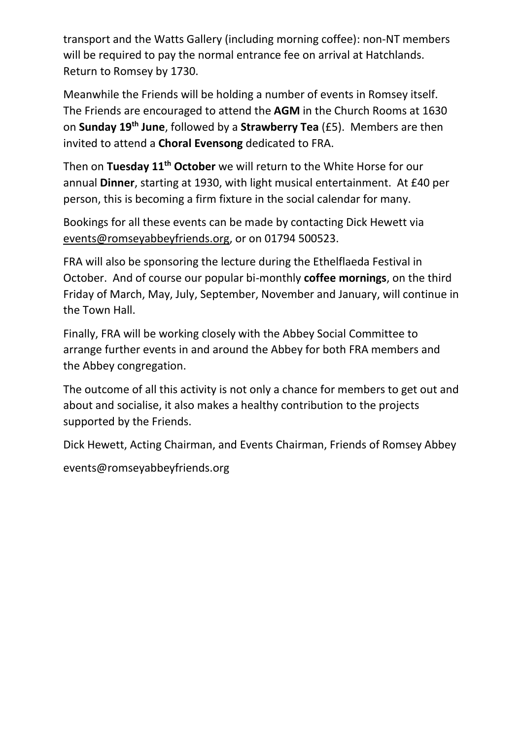transport and the Watts Gallery (including morning coffee): non-NT members will be required to pay the normal entrance fee on arrival at Hatchlands. Return to Romsey by 1730.

Meanwhile the Friends will be holding a number of events in Romsey itself. The Friends are encouraged to attend the **AGM** in the Church Rooms at 1630 on **Sunday 19th June**, followed by a **Strawberry Tea** (£5). Members are then invited to attend a **Choral Evensong** dedicated to FRA.

Then on **Tuesday 11th October** we will return to the White Horse for our annual **Dinner**, starting at 1930, with light musical entertainment. At £40 per person, this is becoming a firm fixture in the social calendar for many.

Bookings for all these events can be made by contacting Dick Hewett via events@romseyabbeyfriends.org, or on 01794 500523.

FRA will also be sponsoring the lecture during the Ethelflaeda Festival in October. And of course our popular bi-monthly **coffee mornings**, on the third Friday of March, May, July, September, November and January, will continue in the Town Hall.

Finally, FRA will be working closely with the Abbey Social Committee to arrange further events in and around the Abbey for both FRA members and the Abbey congregation.

The outcome of all this activity is not only a chance for members to get out and about and socialise, it also makes a healthy contribution to the projects supported by the Friends.

Dick Hewett, Acting Chairman, and Events Chairman, Friends of Romsey Abbey

events@romseyabbeyfriends.org